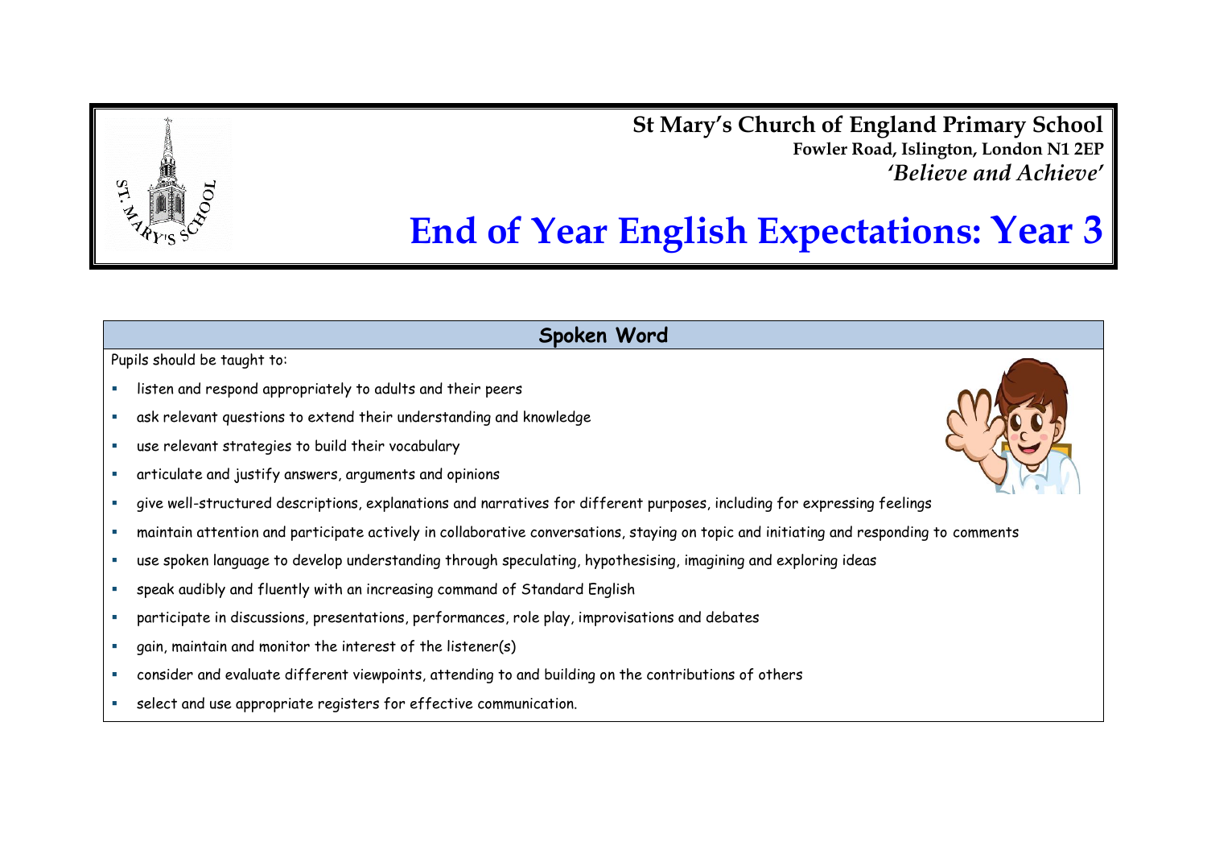**St Mary's Church of England Primary School**
**Fowler Road, Islington, London N1 2EP**
***'Believe and Achieve'***

# End of Year English Expectations: Year 3

## Spoken Word

Pupils should be taught to:

- listen and respond appropriately to adults and their peers
- ask relevant questions to extend their understanding and knowledge
- use relevant strategies to build their vocabulary
- articulate and justify answers, arguments and opinions
- give well-structured descriptions, explanations and narratives for different purposes, including for expressing feelings
- maintain attention and participate actively in collaborative conversations, staying on topic and initiating and responding to comments
- use spoken language to develop understanding through speculating, hypothesising, imagining and exploring ideas
- speak audibly and fluently with an increasing command of Standard English
- participate in discussions, presentations, performances, role play, improvisations and debates
- gain, maintain and monitor the interest of the listener(s)
- consider and evaluate different viewpoints, attending to and building on the contributions of others
- select and use appropriate registers for effective communication.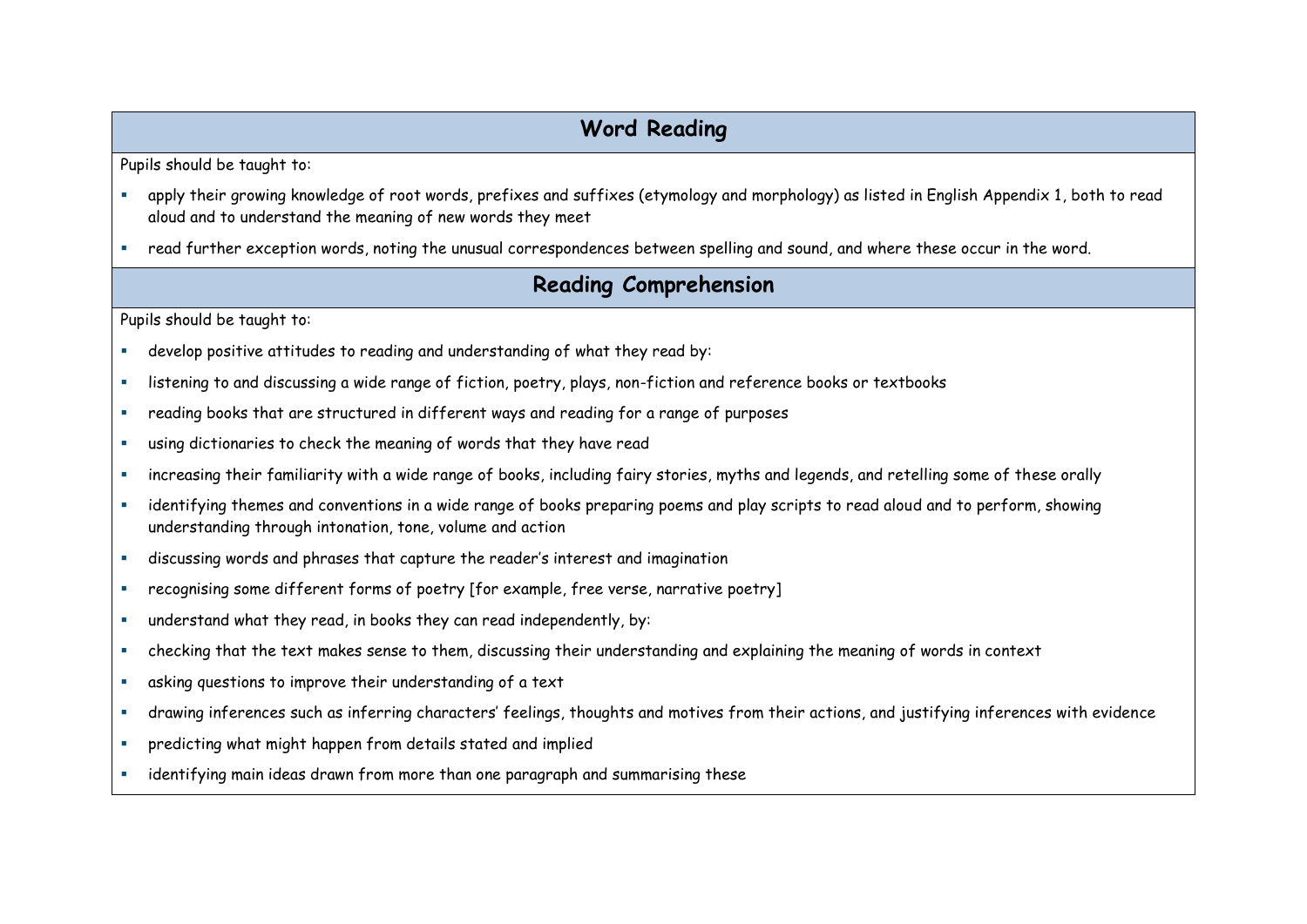## Word Reading

Pupils should be taught to:

- apply their growing knowledge of root words, prefixes and suffixes (etymology and morphology) as listed in English Appendix 1, both to read aloud and to understand the meaning of new words they meet
- read further exception words, noting the unusual correspondences between spelling and sound, and where these occur in the word.

## Reading Comprehension

Pupils should be taught to:

- develop positive attitudes to reading and understanding of what they read by:
- listening to and discussing a wide range of fiction, poetry, plays, non-fiction and reference books or textbooks
- reading books that are structured in different ways and reading for a range of purposes
- using dictionaries to check the meaning of words that they have read
- increasing their familiarity with a wide range of books, including fairy stories, myths and legends, and retelling some of these orally
- identifying themes and conventions in a wide range of books preparing poems and play scripts to read aloud and to perform, showing understanding through intonation, tone, volume and action
- discussing words and phrases that capture the reader's interest and imagination
- recognising some different forms of poetry [for example, free verse, narrative poetry]
- understand what they read, in books they can read independently, by:
- checking that the text makes sense to them, discussing their understanding and explaining the meaning of words in context
- asking questions to improve their understanding of a text
- drawing inferences such as inferring characters' feelings, thoughts and motives from their actions, and justifying inferences with evidence
- predicting what might happen from details stated and implied
- identifying main ideas drawn from more than one paragraph and summarising these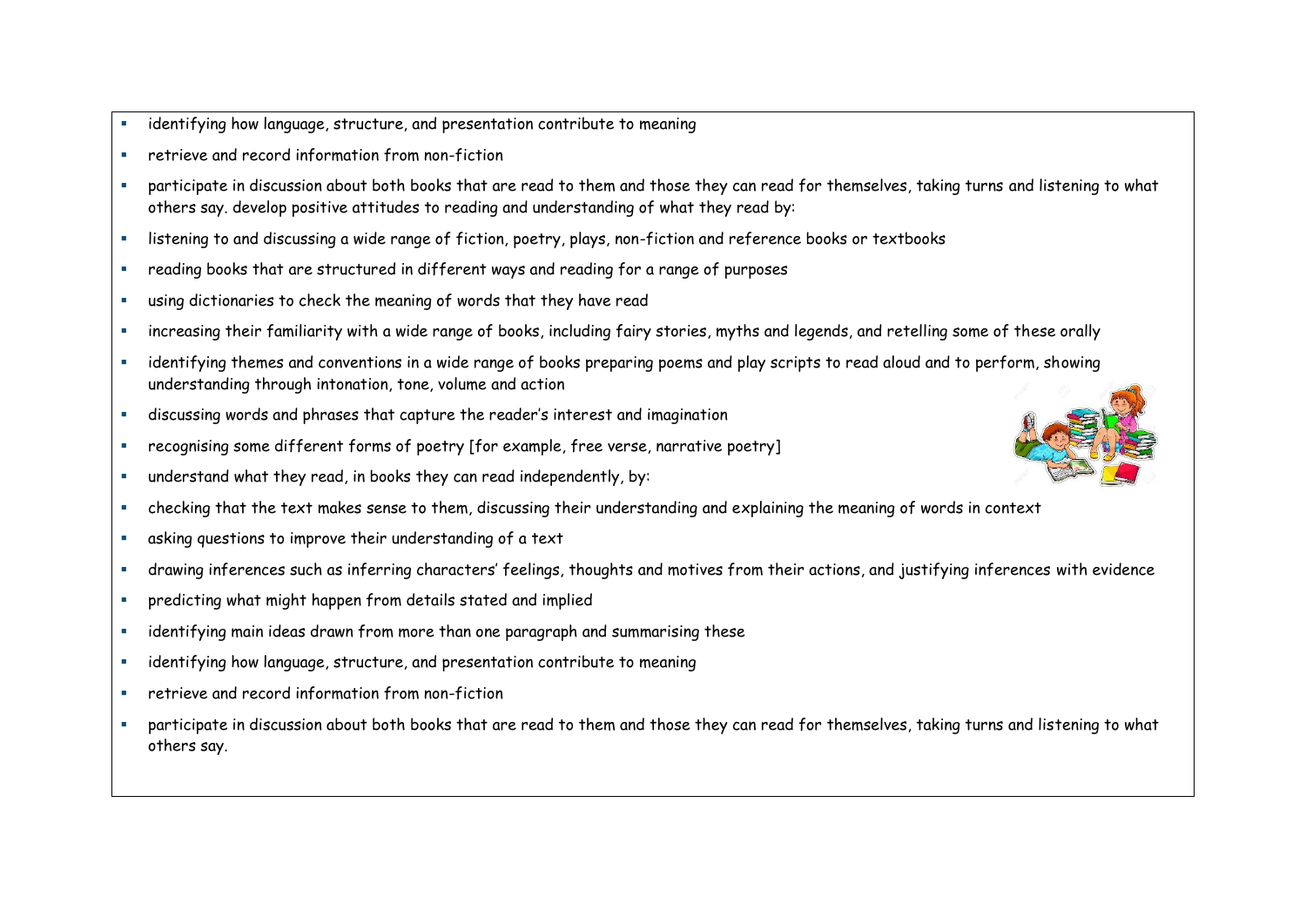- identifying how language, structure, and presentation contribute to meaning
- retrieve and record information from non-fiction
- participate in discussion about both books that are read to them and those they can read for themselves, taking turns and listening to what others say. develop positive attitudes to reading and understanding of what they read by:
- listening to and discussing a wide range of fiction, poetry, plays, non-fiction and reference books or textbooks
- reading books that are structured in different ways and reading for a range of purposes
- using dictionaries to check the meaning of words that they have read
- increasing their familiarity with a wide range of books, including fairy stories, myths and legends, and retelling some of these orally
- identifying themes and conventions in a wide range of books preparing poems and play scripts to read aloud and to perform, showing understanding through intonation, tone, volume and action
- discussing words and phrases that capture the reader's interest and imagination
- recognising some different forms of poetry [for example, free verse, narrative poetry]
- understand what they read, in books they can read independently, by:
- checking that the text makes sense to them, discussing their understanding and explaining the meaning of words in context
- asking questions to improve their understanding of a text
- drawing inferences such as inferring characters' feelings, thoughts and motives from their actions, and justifying inferences with evidence
- predicting what might happen from details stated and implied
- identifying main ideas drawn from more than one paragraph and summarising these
- identifying how language, structure, and presentation contribute to meaning
- retrieve and record information from non-fiction
- participate in discussion about both books that are read to them and those they can read for themselves, taking turns and listening to what others say.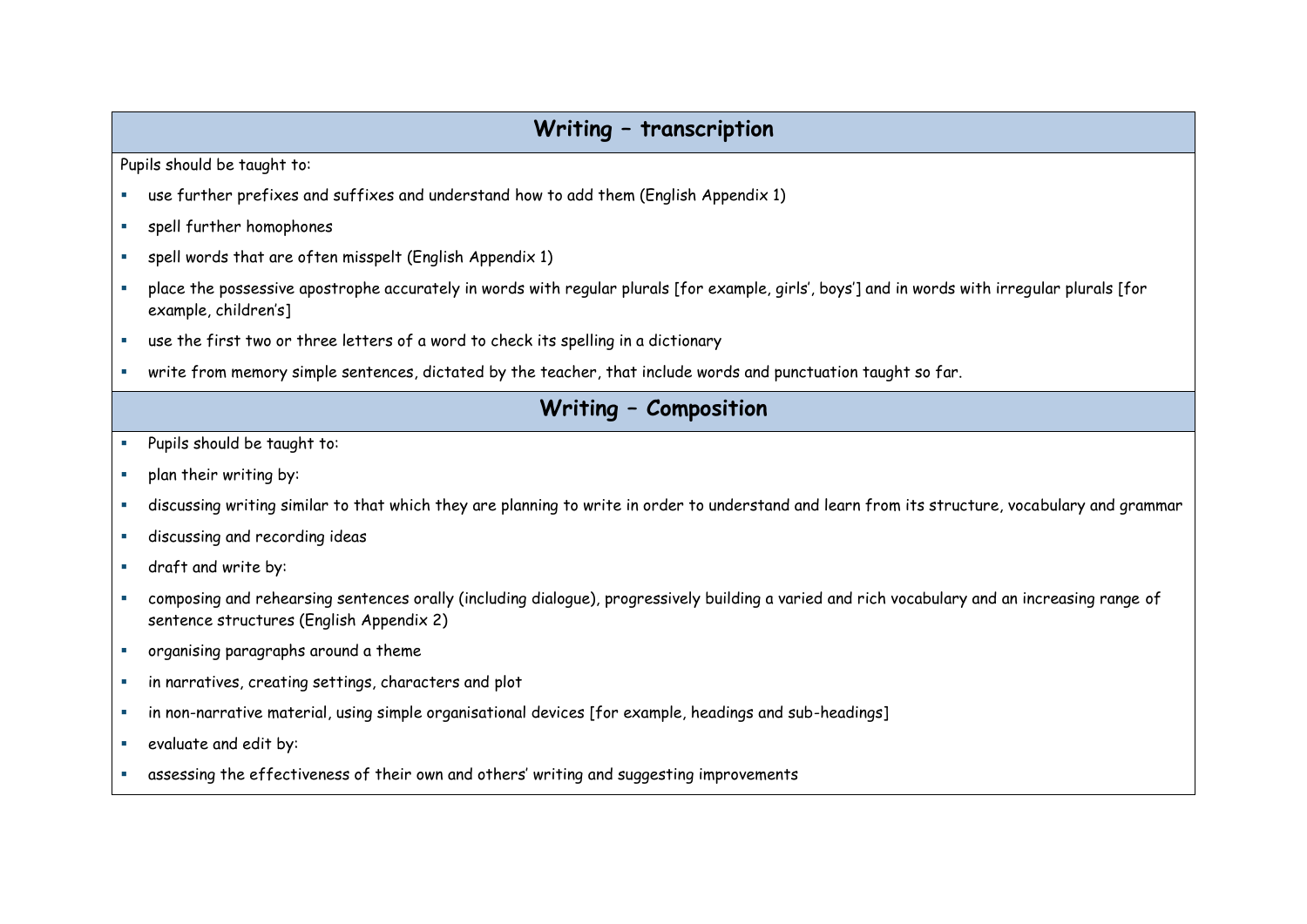## Writing – transcription

Pupils should be taught to:

- use further prefixes and suffixes and understand how to add them (English Appendix 1)
- spell further homophones
- spell words that are often misspelt (English Appendix 1)
- place the possessive apostrophe accurately in words with regular plurals [for example, girls', boys'] and in words with irregular plurals [for example, children's]
- use the first two or three letters of a word to check its spelling in a dictionary
- write from memory simple sentences, dictated by the teacher, that include words and punctuation taught so far.

## Writing – Composition

- Pupils should be taught to:
- plan their writing by:
- discussing writing similar to that which they are planning to write in order to understand and learn from its structure, vocabulary and grammar
- discussing and recording ideas
- draft and write by:
- composing and rehearsing sentences orally (including dialogue), progressively building a varied and rich vocabulary and an increasing range of sentence structures (English Appendix 2)
- organising paragraphs around a theme
- in narratives, creating settings, characters and plot
- in non-narrative material, using simple organisational devices [for example, headings and sub-headings]
- evaluate and edit by:
- assessing the effectiveness of their own and others' writing and suggesting improvements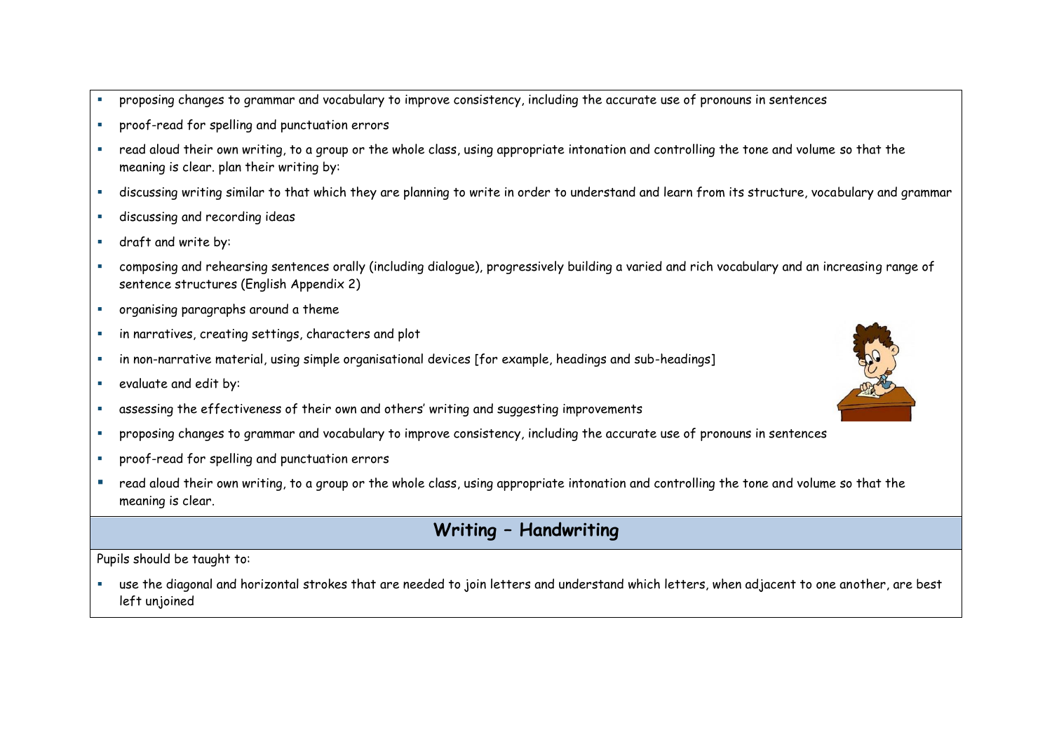- proposing changes to grammar and vocabulary to improve consistency, including the accurate use of pronouns in sentences
- proof-read for spelling and punctuation errors
- read aloud their own writing, to a group or the whole class, using appropriate intonation and controlling the tone and volume so that the meaning is clear. plan their writing by:
- discussing writing similar to that which they are planning to write in order to understand and learn from its structure, vocabulary and grammar
- discussing and recording ideas
- draft and write by:
- composing and rehearsing sentences orally (including dialogue), progressively building a varied and rich vocabulary and an increasing range of sentence structures (English Appendix 2)
- organising paragraphs around a theme
- in narratives, creating settings, characters and plot
- in non-narrative material, using simple organisational devices [for example, headings and sub-headings]
- evaluate and edit by:
- assessing the effectiveness of their own and others' writing and suggesting improvements
- proposing changes to grammar and vocabulary to improve consistency, including the accurate use of pronouns in sentences
- proof-read for spelling and punctuation errors
- read aloud their own writing, to a group or the whole class, using appropriate intonation and controlling the tone and volume so that the meaning is clear.

## Writing – Handwriting

Pupils should be taught to:

- use the diagonal and horizontal strokes that are needed to join letters and understand which letters, when adjacent to one another, are best left unjoined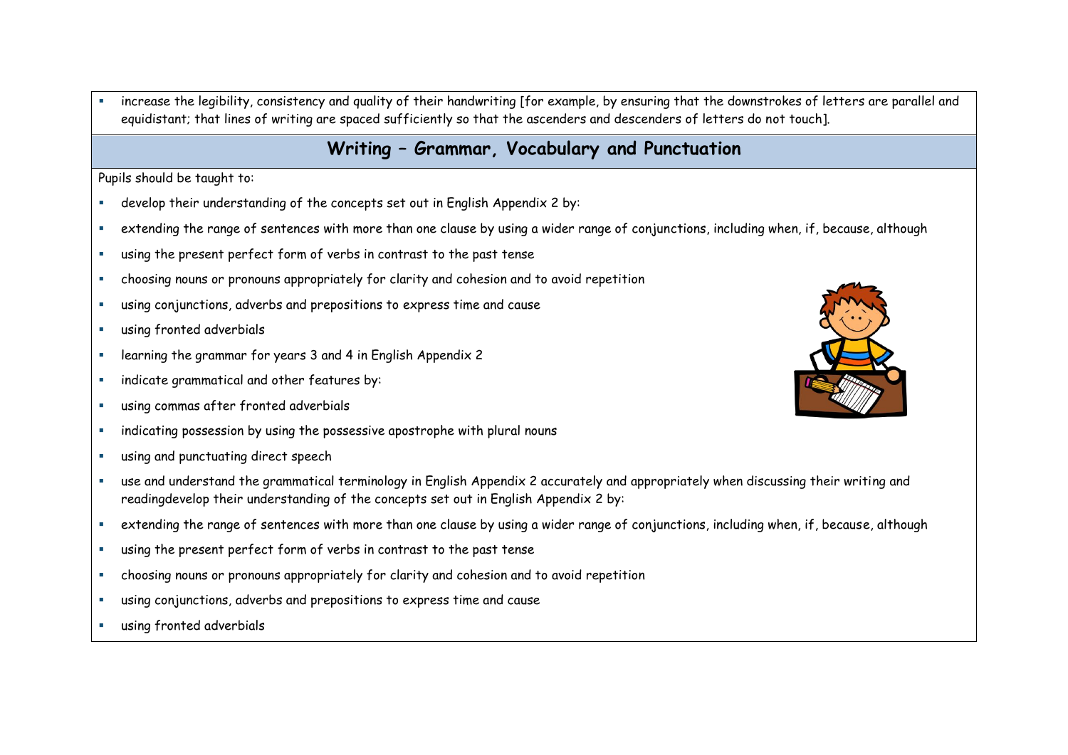- increase the legibility, consistency and quality of their handwriting [for example, by ensuring that the downstrokes of letters are parallel and equidistant; that lines of writing are spaced sufficiently so that the ascenders and descenders of letters do not touch].

## Writing – Grammar, Vocabulary and Punctuation

Pupils should be taught to:

- develop their understanding of the concepts set out in English Appendix 2 by:
- extending the range of sentences with more than one clause by using a wider range of conjunctions, including when, if, because, although
- using the present perfect form of verbs in contrast to the past tense
- choosing nouns or pronouns appropriately for clarity and cohesion and to avoid repetition
- using conjunctions, adverbs and prepositions to express time and cause
- using fronted adverbials
- learning the grammar for years 3 and 4 in English Appendix 2
- indicate grammatical and other features by:
- using commas after fronted adverbials
- indicating possession by using the possessive apostrophe with plural nouns
- using and punctuating direct speech
- use and understand the grammatical terminology in English Appendix 2 accurately and appropriately when discussing their writing and readingdevelop their understanding of the concepts set out in English Appendix 2 by:
- extending the range of sentences with more than one clause by using a wider range of conjunctions, including when, if, because, although
- using the present perfect form of verbs in contrast to the past tense
- choosing nouns or pronouns appropriately for clarity and cohesion and to avoid repetition
- using conjunctions, adverbs and prepositions to express time and cause
- using fronted adverbials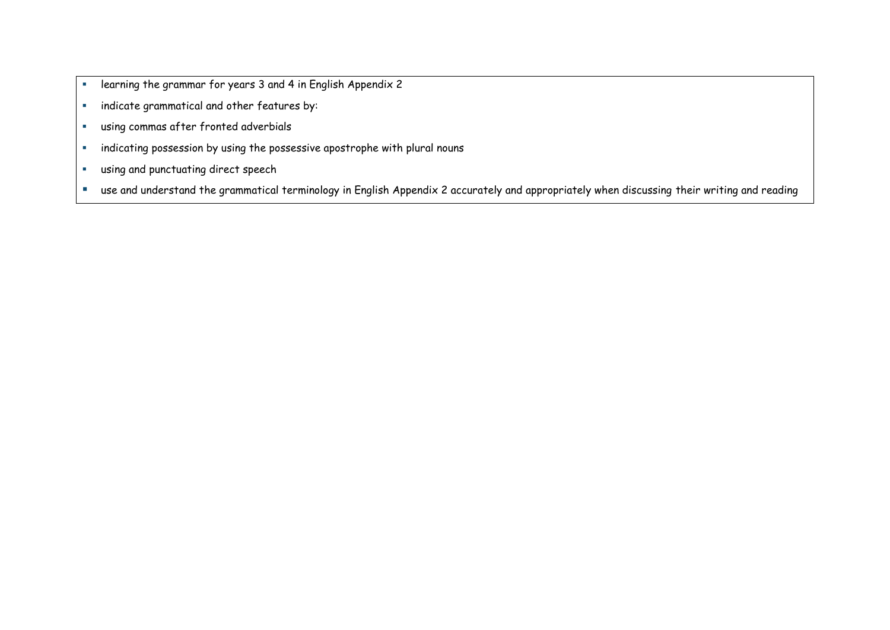- learning the grammar for years 3 and 4 in English Appendix 2
- indicate grammatical and other features by:
- using commas after fronted adverbials
- indicating possession by using the possessive apostrophe with plural nouns
- using and punctuating direct speech
- use and understand the grammatical terminology in English Appendix 2 accurately and appropriately when discussing their writing and reading